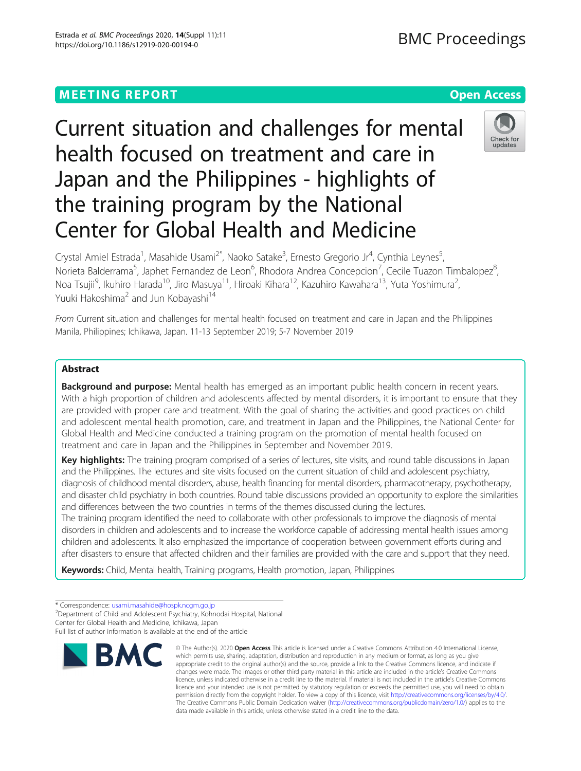MEETING REPORT

Open Access

# Current situation and challenges for mental health focused on treatment and care in Japan and the Philippines - highlights of the training program by the National Center for Global Health and Medicine

Crystal Amiel Estrada[1], Masahide Usami[2*], Naoko Satake[3], Ernesto Gregorio Jr[4], Cynthia Leynes[5], Norieta Balderrama[5], Japhet Fernandez de Leon[6], Rhodora Andrea Concepcion[7], Cecile Tuazon Timbalopez[8], Noa Tsujii[9], Ikuhiro Harada[10], Jiro Masuya[11], Hiroaki Kihara[12], Kazuhiro Kawahara[13], Yuta Yoshimura[2], Yuuki Hakoshima[2] and Jun Kobayashi[14]

*From* Current situation and challenges for mental health focused on treatment and care in Japan and the Philippines Manila, Philippines; Ichikawa, Japan. 11-13 September 2019; 5-7 November 2019

## Abstract

**Background and purpose:** Mental health has emerged as an important public health concern in recent years. With a high proportion of children and adolescents affected by mental disorders, it is important to ensure that they are provided with proper care and treatment. With the goal of sharing the activities and good practices on child and adolescent mental health promotion, care, and treatment in Japan and the Philippines, the National Center for Global Health and Medicine conducted a training program on the promotion of mental health focused on treatment and care in Japan and the Philippines in September and November 2019.

**Key highlights:** The training program comprised of a series of lectures, site visits, and round table discussions in Japan and the Philippines. The lectures and site visits focused on the current situation of child and adolescent psychiatry, diagnosis of childhood mental disorders, abuse, health financing for mental disorders, pharmacotherapy, psychotherapy, and disaster child psychiatry in both countries. Round table discussions provided an opportunity to explore the similarities and differences between the two countries in terms of the themes discussed during the lectures.

The training program identified the need to collaborate with other professionals to improve the diagnosis of mental disorders in children and adolescents and to increase the workforce capable of addressing mental health issues among children and adolescents. It also emphasized the importance of cooperation between government efforts during and after disasters to ensure that affected children and their families are provided with the care and support that they need.

**Keywords:** Child, Mental health, Training programs, Health promotion, Japan, Philippines

---

* Correspondence: usami.masahide@hospk.ncgm.go.jp

[2]Department of Child and Adolescent Psychiatry, Kohnodai Hospital, National Center for Global Health and Medicine, Ichikawa, Japan

Full list of author information is available at the end of the article

© The Author(s). 2020 **Open Access** This article is licensed under a Creative Commons Attribution 4.0 International License, which permits use, sharing, adaptation, distribution and reproduction in any medium or format, as long as you give appropriate credit to the original author(s) and the source, provide a link to the Creative Commons licence, and indicate if changes were made. The images or other third party material in this article are included in the article's Creative Commons licence, unless indicated otherwise in a credit line to the material. If material is not included in the article's Creative Commons licence and your intended use is not permitted by statutory regulation or exceeds the permitted use, you will need to obtain permission directly from the copyright holder. To view a copy of this licence, visit http://creativecommons.org/licenses/by/4.0/. The Creative Commons Public Domain Dedication waiver (http://creativecommons.org/publicdomain/zero/1.0/) applies to the data made available in this article, unless otherwise stated in a credit line to the data.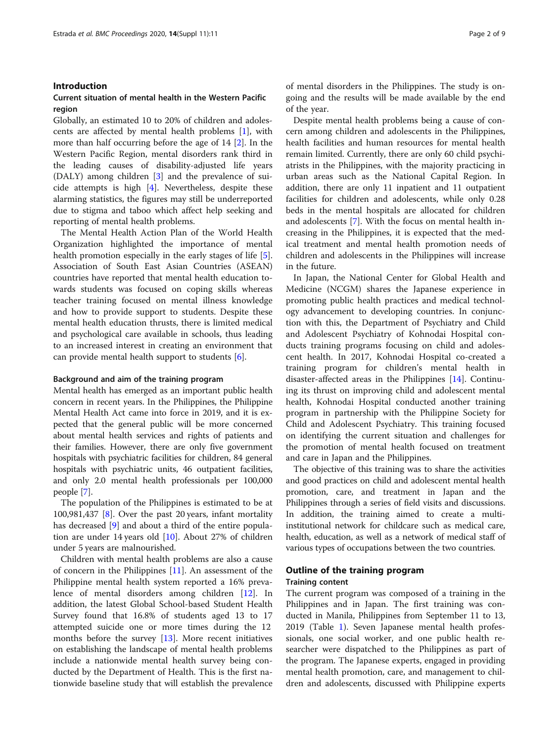## Introduction

### Current situation of mental health in the Western Pacific region

Globally, an estimated 10 to 20% of children and adolescents are affected by mental health problems [1], with more than half occurring before the age of 14 [2]. In the Western Pacific Region, mental disorders rank third in the leading causes of disability-adjusted life years (DALY) among children [3] and the prevalence of suicide attempts is high [4]. Nevertheless, despite these alarming statistics, the figures may still be underreported due to stigma and taboo which affect help seeking and reporting of mental health problems.

The Mental Health Action Plan of the World Health Organization highlighted the importance of mental health promotion especially in the early stages of life [5]. Association of South East Asian Nations (ASEAN) countries have reported that mental health education towards students was focused on coping skills whereas teacher training focused on mental illness knowledge and how to provide support to students. Despite these mental health education thrusts, there is limited medical and psychological care available in schools, thus leading to an increased interest in creating an environment that can provide mental health support to students [6].

#### Background and aim of the training program

Mental health has emerged as an important public health concern in recent years. In the Philippines, the Philippine Mental Health Act came into force in 2019, and it is expected that the general public will be more concerned about mental health services and rights of patients and their families. However, there are only five government hospitals with psychiatric facilities for children, 84 general hospitals with psychiatric units, 46 outpatient facilities, and only 2.0 mental health professionals per 100,000 people [7].

The population of the Philippines is estimated to be at 100,981,437 [8]. Over the past 20 years, infant mortality has decreased [9] and about a third of the entire population are under 14 years old [10]. About 27% of children under 5 years are malnourished.

Children with mental health problems are also a cause of concern in the Philippines [11]. An assessment of the Philippine mental health system reported a 16% prevalence of mental disorders among children [12]. In addition, the latest Global School-based Student Health Survey found that 16.8% of students aged 13 to 17 attempted suicide one or more times during the 12 months before the survey [13]. More recent initiatives on establishing the landscape of mental health problems include a nationwide mental health survey being conducted by the Department of Health. This is the first nationwide baseline study that will establish the prevalence of mental disorders in the Philippines. The study is ongoing and the results will be made available by the end of the year.

Despite mental health problems being a cause of concern among children and adolescents in the Philippines, health facilities and human resources for mental health remain limited. Currently, there are only 60 child psychiatrists in the Philippines, with the majority practicing in urban areas such as the National Capital Region. In addition, there are only 11 inpatient and 11 outpatient facilities for children and adolescents, while only 0.28 beds in the mental hospitals are allocated for children and adolescents [7]. With the focus on mental health increasing in the Philippines, it is expected that the medical treatment and mental health promotion needs of children and adolescents in the Philippines will increase in the future.

In Japan, the National Center for Global Health and Medicine (NCGM) shares the Japanese experience in promoting public health practices and medical technology advancement to developing countries. In conjunction with this, the Department of Psychiatry and Child and Adolescent Psychiatry of Kohnodai Hospital conducts training programs focusing on child and adolescent health. In 2017, Kohnodai Hospital co-created a training program for children's mental health in disaster-affected areas in the Philippines [14]. Continuing its thrust on improving child and adolescent mental health, Kohnodai Hospital conducted another training program in partnership with the Philippine Society for Child and Adolescent Psychiatry. This training focused on identifying the current situation and challenges for the promotion of mental health focused on treatment and care in Japan and the Philippines.

The objective of this training was to share the activities and good practices on child and adolescent mental health promotion, care, and treatment in Japan and the Philippines through a series of field visits and discussions. In addition, the training aimed to create a multi-institutional network for childcare such as medical care, health, education, as well as a network of medical staff of various types of occupations between the two countries.

## Outline of the training program

### Training content

The current program was composed of a training in the Philippines and in Japan. The first training was conducted in Manila, Philippines from September 11 to 13, 2019 (Table 1). Seven Japanese mental health professionals, one social worker, and one public health researcher were dispatched to the Philippines as part of the program. The Japanese experts, engaged in providing mental health promotion, care, and management to children and adolescents, discussed with Philippine experts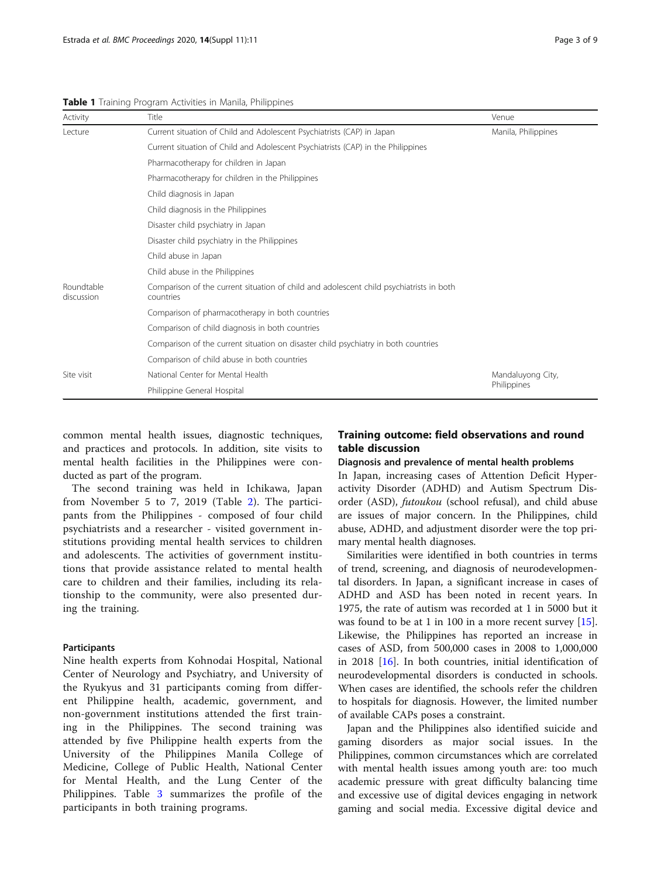**Table 1** Training Program Activities in Manila, Philippines

| Activity | Title | Venue |
| --- | --- | --- |
| Lecture | Current situation of Child and Adolescent Psychiatrists (CAP) in Japan | Manila, Philippines |
| | Current situation of Child and Adolescent Psychiatrists (CAP) in the Philippines | |
| | Pharmacotherapy for children in Japan | |
| | Pharmacotherapy for children in the Philippines | |
| | Child diagnosis in Japan | |
| | Child diagnosis in the Philippines | |
| | Disaster child psychiatry in Japan | |
| | Disaster child psychiatry in the Philippines | |
| | Child abuse in Japan | |
| | Child abuse in the Philippines | |
| Roundtable discussion | Comparison of the current situation of child and adolescent child psychiatrists in both countries | |
| | Comparison of pharmacotherapy in both countries | |
| | Comparison of child diagnosis in both countries | |
| | Comparison of the current situation on disaster child psychiatry in both countries | |
| | Comparison of child abuse in both countries | |
| Site visit | National Center for Mental Health | Mandaluyong City, Philippines |
| | Philippine General Hospital | |

common mental health issues, diagnostic techniques, and practices and protocols. In addition, site visits to mental health facilities in the Philippines were conducted as part of the program.

The second training was held in Ichikawa, Japan from November 5 to 7, 2019 (Table 2). The participants from the Philippines - composed of four child psychiatrists and a researcher - visited government institutions providing mental health services to children and adolescents. The activities of government institutions that provide assistance related to mental health care to children and their families, including its relationship to the community, were also presented during the training.

### Participants

Nine health experts from Kohnodai Hospital, National Center of Neurology and Psychiatry, and University of the Ryukyus and 31 participants coming from different Philippine health, academic, government, and non-government institutions attended the first training in the Philippines. The second training was attended by five Philippine health experts from the University of the Philippines Manila College of Medicine, College of Public Health, National Center for Mental Health, and the Lung Center of the Philippines. Table 3 summarizes the profile of the participants in both training programs.

## Training outcome: field observations and round table discussion

### Diagnosis and prevalence of mental health problems

In Japan, increasing cases of Attention Deficit Hyperactivity Disorder (ADHD) and Autism Spectrum Disorder (ASD), *futoukou* (school refusal), and child abuse are issues of major concern. In the Philippines, child abuse, ADHD, and adjustment disorder were the top primary mental health diagnoses.

Similarities were identified in both countries in terms of trend, screening, and diagnosis of neurodevelopmental disorders. In Japan, a significant increase in cases of ADHD and ASD has been noted in recent years. In 1975, the rate of autism was recorded at 1 in 5000 but it was found to be at 1 in 100 in a more recent survey [15]. Likewise, the Philippines has reported an increase in cases of ASD, from 500,000 cases in 2008 to 1,000,000 in 2018 [16]. In both countries, initial identification of neurodevelopmental disorders is conducted in schools. When cases are identified, the schools refer the children to hospitals for diagnosis. However, the limited number of available CAPs poses a constraint.

Japan and the Philippines also identified suicide and gaming disorders as major social issues. In the Philippines, common circumstances which are correlated with mental health issues among youth are: too much academic pressure with great difficulty balancing time and excessive use of digital devices engaging in network gaming and social media. Excessive digital device and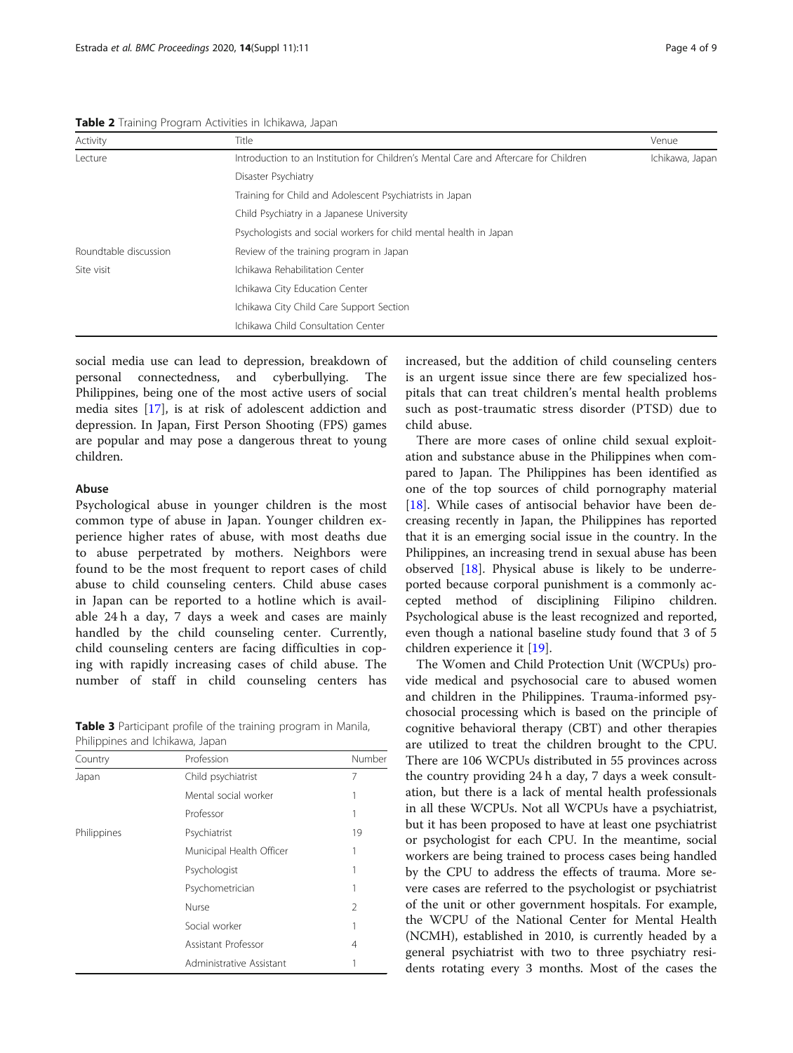**Table 2** Training Program Activities in Ichikawa, Japan

| Activity | Title | Venue |
|---|---|---|
| Lecture | Introduction to an Institution for Children's Mental Care and Aftercare for Children | Ichikawa, Japan |
| | Disaster Psychiatry | |
| | Training for Child and Adolescent Psychiatrists in Japan | |
| | Child Psychiatry in a Japanese University | |
| | Psychologists and social workers for child mental health in Japan | |
| Roundtable discussion | Review of the training program in Japan | |
| Site visit | Ichikawa Rehabilitation Center | |
| | Ichikawa City Education Center | |
| | Ichikawa City Child Care Support Section | |
| | Ichikawa Child Consultation Center | |

social media use can lead to depression, breakdown of personal connectedness, and cyberbullying. The Philippines, being one of the most active users of social media sites [17], is at risk of adolescent addiction and depression. In Japan, First Person Shooting (FPS) games are popular and may pose a dangerous threat to young children.

### Abuse

Psychological abuse in younger children is the most common type of abuse in Japan. Younger children experience higher rates of abuse, with most deaths due to abuse perpetrated by mothers. Neighbors were found to be the most frequent to report cases of child abuse to child counseling centers. Child abuse cases in Japan can be reported to a hotline which is available 24 h a day, 7 days a week and cases are mainly handled by the child counseling center. Currently, child counseling centers are facing difficulties in coping with rapidly increasing cases of child abuse. The number of staff in child counseling centers has increased, but the addition of child counseling centers is an urgent issue since there are few specialized hospitals that can treat children's mental health problems such as post-traumatic stress disorder (PTSD) due to child abuse.

**Table 3** Participant profile of the training program in Manila, Philippines and Ichikawa, Japan

| Country | Profession | Number |
|---|---|---|
| Japan | Child psychiatrist | 7 |
| | Mental social worker | 1 |
| | Professor | 1 |
| Philippines | Psychiatrist | 19 |
| | Municipal Health Officer | 1 |
| | Psychologist | 1 |
| | Psychometrician | 1 |
| | Nurse | 2 |
| | Social worker | 1 |
| | Assistant Professor | 4 |
| | Administrative Assistant | 1 |

There are more cases of online child sexual exploitation and substance abuse in the Philippines when compared to Japan. The Philippines has been identified as one of the top sources of child pornography material [18]. While cases of antisocial behavior have been decreasing recently in Japan, the Philippines has reported that it is an emerging social issue in the country. In the Philippines, an increasing trend in sexual abuse has been observed [18]. Physical abuse is likely to be underreported because corporal punishment is a commonly accepted method of disciplining Filipino children. Psychological abuse is the least recognized and reported, even though a national baseline study found that 3 of 5 children experience it [19].

The Women and Child Protection Unit (WCPUs) provide medical and psychosocial care to abused women and children in the Philippines. Trauma-informed psychosocial processing which is based on the principle of cognitive behavioral therapy (CBT) and other therapies are utilized to treat the children brought to the CPU. There are 106 WCPUs distributed in 55 provinces across the country providing 24 h a day, 7 days a week consultation, but there is a lack of mental health professionals in all these WCPUs. Not all WCPUs have a psychiatrist, but it has been proposed to have at least one psychiatrist or psychologist for each CPU. In the meantime, social workers are being trained to process cases being handled by the CPU to address the effects of trauma. More severe cases are referred to the psychologist or psychiatrist of the unit or other government hospitals. For example, the WCPU of the National Center for Mental Health (NCMH), established in 2010, is currently headed by a general psychiatrist with two to three psychiatry residents rotating every 3 months. Most of the cases the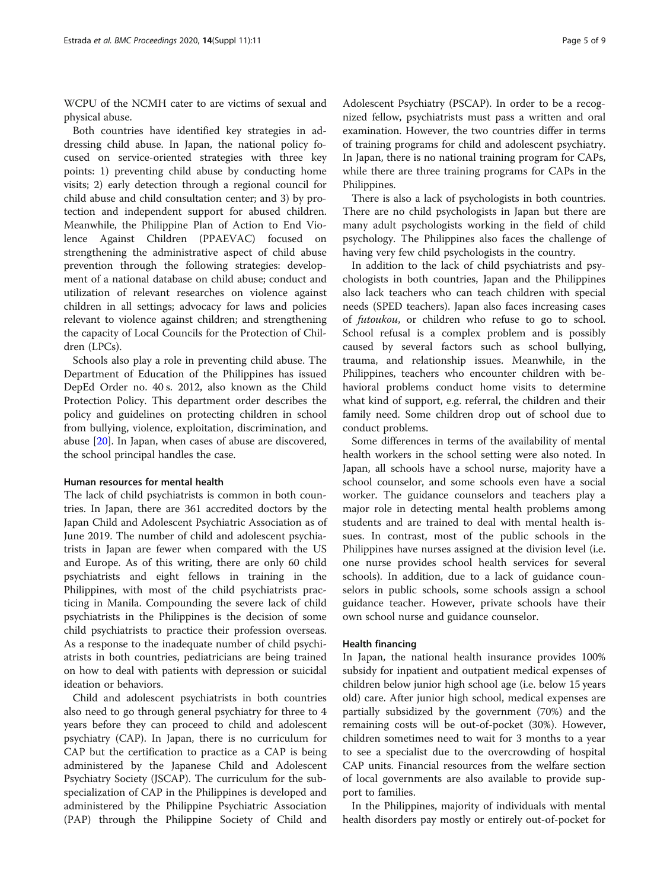WCPU of the NCMH cater to are victims of sexual and physical abuse.

Both countries have identified key strategies in addressing child abuse. In Japan, the national policy focused on service-oriented strategies with three key points: 1) preventing child abuse by conducting home visits; 2) early detection through a regional council for child abuse and child consultation center; and 3) by protection and independent support for abused children. Meanwhile, the Philippine Plan of Action to End Violence Against Children (PPAEVAC) focused on strengthening the administrative aspect of child abuse prevention through the following strategies: development of a national database on child abuse; conduct and utilization of relevant researches on violence against children in all settings; advocacy for laws and policies relevant to violence against children; and strengthening the capacity of Local Councils for the Protection of Children (LPCs).

Schools also play a role in preventing child abuse. The Department of Education of the Philippines has issued DepEd Order no. 40 s. 2012, also known as the Child Protection Policy. This department order describes the policy and guidelines on protecting children in school from bullying, violence, exploitation, discrimination, and abuse [20]. In Japan, when cases of abuse are discovered, the school principal handles the case.

### Human resources for mental health

The lack of child psychiatrists is common in both countries. In Japan, there are 361 accredited doctors by the Japan Child and Adolescent Psychiatric Association as of June 2019. The number of child and adolescent psychiatrists in Japan are fewer when compared with the US and Europe. As of this writing, there are only 60 child psychiatrists and eight fellows in training in the Philippines, with most of the child psychiatrists practicing in Manila. Compounding the severe lack of child psychiatrists in the Philippines is the decision of some child psychiatrists to practice their profession overseas. As a response to the inadequate number of child psychiatrists in both countries, pediatricians are being trained on how to deal with patients with depression or suicidal ideation or behaviors.

Child and adolescent psychiatrists in both countries also need to go through general psychiatry for three to 4 years before they can proceed to child and adolescent psychiatry (CAP). In Japan, there is no curriculum for CAP but the certification to practice as a CAP is being administered by the Japanese Child and Adolescent Psychiatry Society (JSCAP). The curriculum for the subspecialization of CAP in the Philippines is developed and administered by the Philippine Psychiatric Association (PAP) through the Philippine Society of Child and Adolescent Psychiatry (PSCAP). In order to be a recognized fellow, psychiatrists must pass a written and oral examination. However, the two countries differ in terms of training programs for child and adolescent psychiatry. In Japan, there is no national training program for CAPs, while there are three training programs for CAPs in the Philippines.

There is also a lack of psychologists in both countries. There are no child psychologists in Japan but there are many adult psychologists working in the field of child psychology. The Philippines also faces the challenge of having very few child psychologists in the country.

In addition to the lack of child psychiatrists and psychologists in both countries, Japan and the Philippines also lack teachers who can teach children with special needs (SPED teachers). Japan also faces increasing cases of *futoukou*, or children who refuse to go to school. School refusal is a complex problem and is possibly caused by several factors such as school bullying, trauma, and relationship issues. Meanwhile, in the Philippines, teachers who encounter children with behavioral problems conduct home visits to determine what kind of support, e.g. referral, the children and their family need. Some children drop out of school due to conduct problems.

Some differences in terms of the availability of mental health workers in the school setting were also noted. In Japan, all schools have a school nurse, majority have a school counselor, and some schools even have a social worker. The guidance counselors and teachers play a major role in detecting mental health problems among students and are trained to deal with mental health issues. In contrast, most of the public schools in the Philippines have nurses assigned at the division level (i.e. one nurse provides school health services for several schools). In addition, due to a lack of guidance counselors in public schools, some schools assign a school guidance teacher. However, private schools have their own school nurse and guidance counselor.

### Health financing

In Japan, the national health insurance provides 100% subsidy for inpatient and outpatient medical expenses of children below junior high school age (i.e. below 15 years old) care. After junior high school, medical expenses are partially subsidized by the government (70%) and the remaining costs will be out-of-pocket (30%). However, children sometimes need to wait for 3 months to a year to see a specialist due to the overcrowding of hospital CAP units. Financial resources from the welfare section of local governments are also available to provide support to families.

In the Philippines, majority of individuals with mental health disorders pay mostly or entirely out-of-pocket for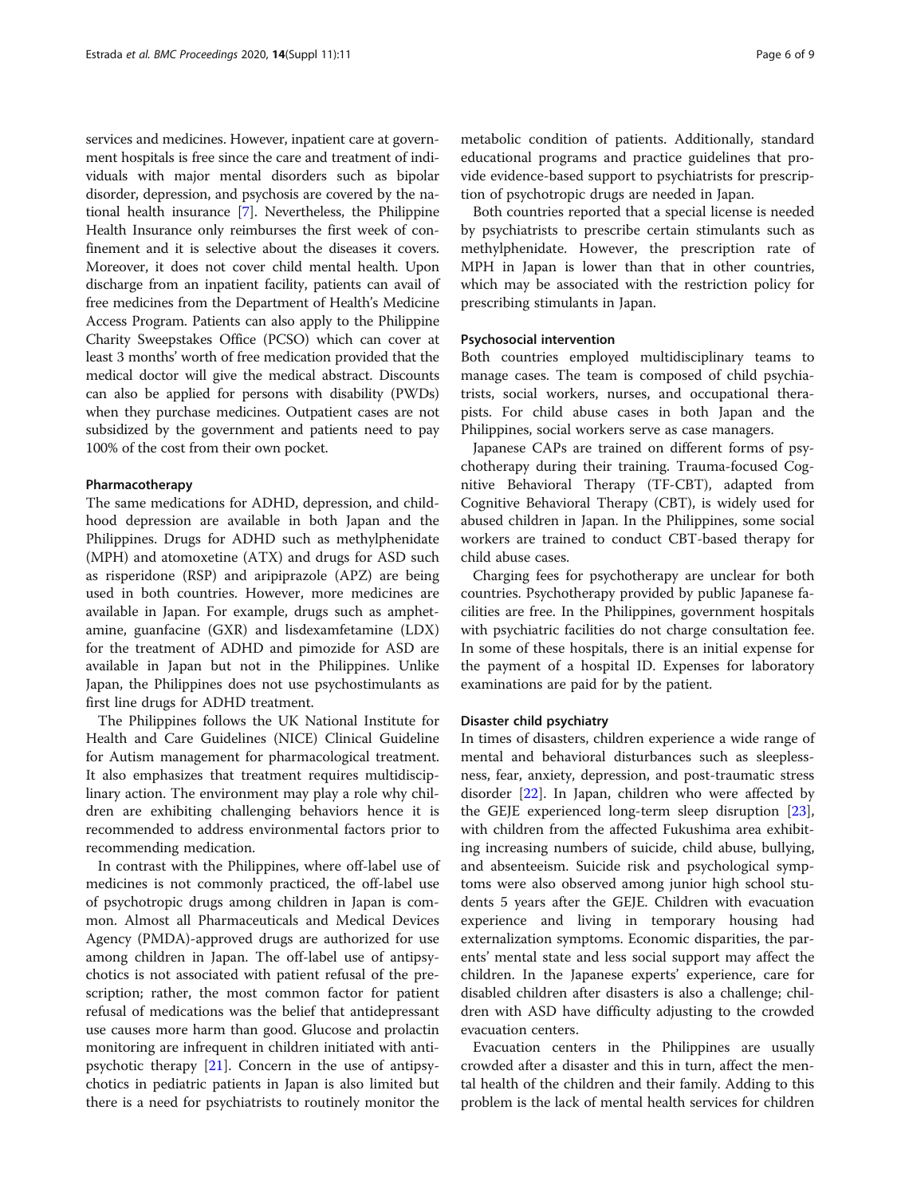services and medicines. However, inpatient care at government hospitals is free since the care and treatment of individuals with major mental disorders such as bipolar disorder, depression, and psychosis are covered by the national health insurance [7]. Nevertheless, the Philippine Health Insurance only reimburses the first week of confinement and it is selective about the diseases it covers. Moreover, it does not cover child mental health. Upon discharge from an inpatient facility, patients can avail of free medicines from the Department of Health's Medicine Access Program. Patients can also apply to the Philippine Charity Sweepstakes Office (PCSO) which can cover at least 3 months' worth of free medication provided that the medical doctor will give the medical abstract. Discounts can also be applied for persons with disability (PWDs) when they purchase medicines. Outpatient cases are not subsidized by the government and patients need to pay 100% of the cost from their own pocket.

#### Pharmacotherapy

The same medications for ADHD, depression, and childhood depression are available in both Japan and the Philippines. Drugs for ADHD such as methylphenidate (MPH) and atomoxetine (ATX) and drugs for ASD such as risperidone (RSP) and aripiprazole (APZ) are being used in both countries. However, more medicines are available in Japan. For example, drugs such as amphetamine, guanfacine (GXR) and lisdexamfetamine (LDX) for the treatment of ADHD and pimozide for ASD are available in Japan but not in the Philippines. Unlike Japan, the Philippines does not use psychostimulants as first line drugs for ADHD treatment.

The Philippines follows the UK National Institute for Health and Care Guidelines (NICE) Clinical Guideline for Autism management for pharmacological treatment. It also emphasizes that treatment requires multidisciplinary action. The environment may play a role why children are exhibiting challenging behaviors hence it is recommended to address environmental factors prior to recommending medication.

In contrast with the Philippines, where off-label use of medicines is not commonly practiced, the off-label use of psychotropic drugs among children in Japan is common. Almost all Pharmaceuticals and Medical Devices Agency (PMDA)-approved drugs are authorized for use among children in Japan. The off-label use of antipsychotics is not associated with patient refusal of the prescription; rather, the most common factor for patient refusal of medications was the belief that antidepressant use causes more harm than good. Glucose and prolactin monitoring are infrequent in children initiated with antipsychotic therapy [21]. Concern in the use of antipsychotics in pediatric patients in Japan is also limited but there is a need for psychiatrists to routinely monitor the metabolic condition of patients. Additionally, standard educational programs and practice guidelines that provide evidence-based support to psychiatrists for prescription of psychotropic drugs are needed in Japan.

Both countries reported that a special license is needed by psychiatrists to prescribe certain stimulants such as methylphenidate. However, the prescription rate of MPH in Japan is lower than that in other countries, which may be associated with the restriction policy for prescribing stimulants in Japan.

#### Psychosocial intervention

Both countries employed multidisciplinary teams to manage cases. The team is composed of child psychiatrists, social workers, nurses, and occupational therapists. For child abuse cases in both Japan and the Philippines, social workers serve as case managers.

Japanese CAPs are trained on different forms of psychotherapy during their training. Trauma-focused Cognitive Behavioral Therapy (TF-CBT), adapted from Cognitive Behavioral Therapy (CBT), is widely used for abused children in Japan. In the Philippines, some social workers are trained to conduct CBT-based therapy for child abuse cases.

Charging fees for psychotherapy are unclear for both countries. Psychotherapy provided by public Japanese facilities are free. In the Philippines, government hospitals with psychiatric facilities do not charge consultation fee. In some of these hospitals, there is an initial expense for the payment of a hospital ID. Expenses for laboratory examinations are paid for by the patient.

#### Disaster child psychiatry

In times of disasters, children experience a wide range of mental and behavioral disturbances such as sleeplessness, fear, anxiety, depression, and post-traumatic stress disorder [22]. In Japan, children who were affected by the GEJE experienced long-term sleep disruption [23], with children from the affected Fukushima area exhibiting increasing numbers of suicide, child abuse, bullying, and absenteeism. Suicide risk and psychological symptoms were also observed among junior high school students 5 years after the GEJE. Children with evacuation experience and living in temporary housing had externalization symptoms. Economic disparities, the parents' mental state and less social support may affect the children. In the Japanese experts' experience, care for disabled children after disasters is also a challenge; children with ASD have difficulty adjusting to the crowded evacuation centers.

Evacuation centers in the Philippines are usually crowded after a disaster and this in turn, affect the mental health of the children and their family. Adding to this problem is the lack of mental health services for children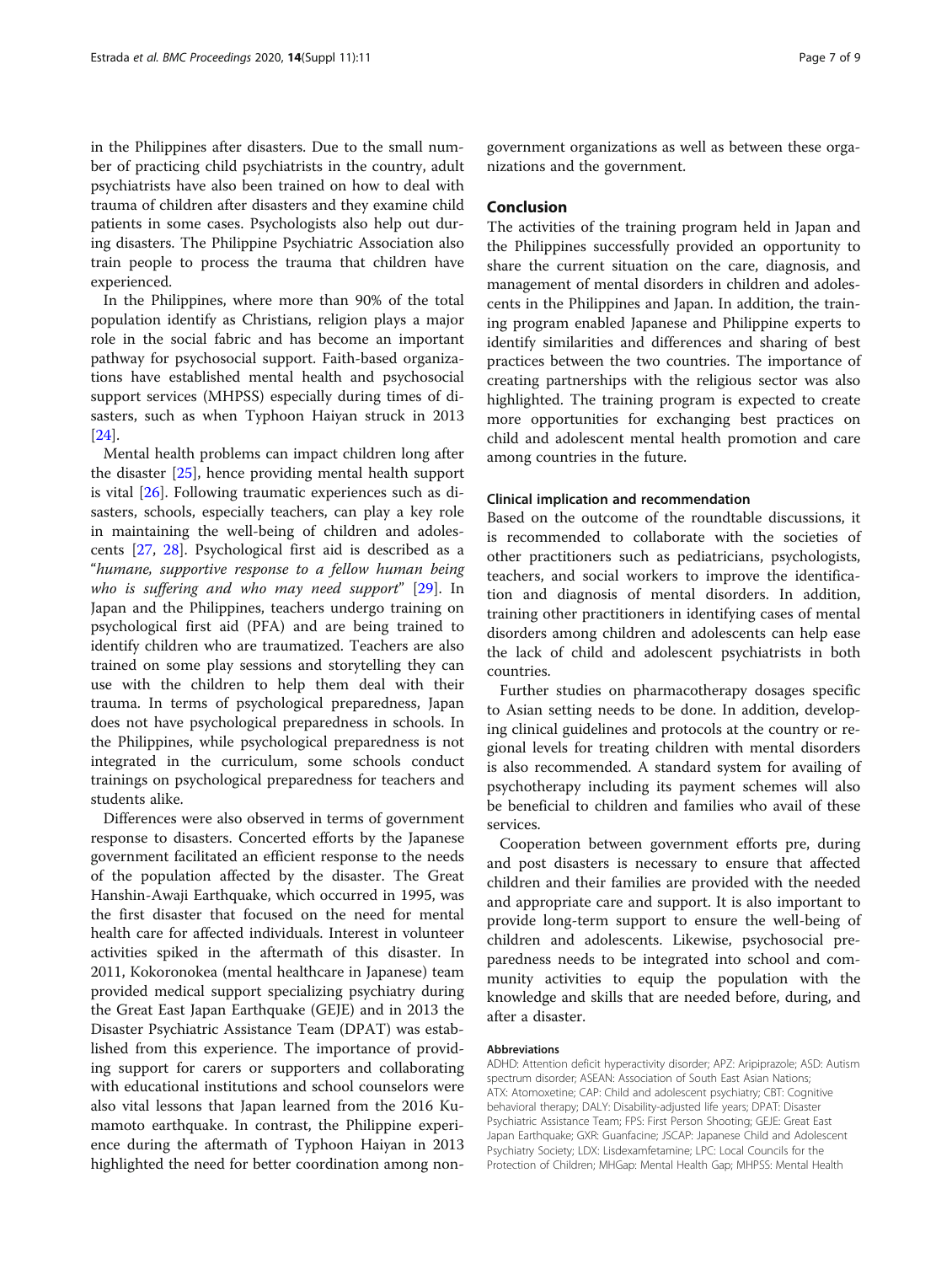in the Philippines after disasters. Due to the small number of practicing child psychiatrists in the country, adult psychiatrists have also been trained on how to deal with trauma of children after disasters and they examine child patients in some cases. Psychologists also help out during disasters. The Philippine Psychiatric Association also train people to process the trauma that children have experienced.

In the Philippines, where more than 90% of the total population identify as Christians, religion plays a major role in the social fabric and has become an important pathway for psychosocial support. Faith-based organizations have established mental health and psychosocial support services (MHPSS) especially during times of disasters, such as when Typhoon Haiyan struck in 2013 [24].

Mental health problems can impact children long after the disaster [25], hence providing mental health support is vital [26]. Following traumatic experiences such as disasters, schools, especially teachers, can play a key role in maintaining the well-being of children and adolescents [27, 28]. Psychological first aid is described as a "*humane, supportive response to a fellow human being who is suffering and who may need support*" [29]. In Japan and the Philippines, teachers undergo training on psychological first aid (PFA) and are being trained to identify children who are traumatized. Teachers are also trained on some play sessions and storytelling they can use with the children to help them deal with their trauma. In terms of psychological preparedness, Japan does not have psychological preparedness in schools. In the Philippines, while psychological preparedness is not integrated in the curriculum, some schools conduct trainings on psychological preparedness for teachers and students alike.

Differences were also observed in terms of government response to disasters. Concerted efforts by the Japanese government facilitated an efficient response to the needs of the population affected by the disaster. The Great Hanshin-Awaji Earthquake, which occurred in 1995, was the first disaster that focused on the need for mental health care for affected individuals. Interest in volunteer activities spiked in the aftermath of this disaster. In 2011, Kokoronokea (mental healthcare in Japanese) team provided medical support specializing psychiatry during the Great East Japan Earthquake (GEJE) and in 2013 the Disaster Psychiatric Assistance Team (DPAT) was established from this experience. The importance of providing support for carers or supporters and collaborating with educational institutions and school counselors were also vital lessons that Japan learned from the 2016 Kumamoto earthquake. In contrast, the Philippine experience during the aftermath of Typhoon Haiyan in 2013 highlighted the need for better coordination among non-government organizations as well as between these organizations and the government.

## Conclusion

The activities of the training program held in Japan and the Philippines successfully provided an opportunity to share the current situation on the care, diagnosis, and management of mental disorders in children and adolescents in the Philippines and Japan. In addition, the training program enabled Japanese and Philippine experts to identify similarities and differences and sharing of best practices between the two countries. The importance of creating partnerships with the religious sector was also highlighted. The training program is expected to create more opportunities for exchanging best practices on child and adolescent mental health promotion and care among countries in the future.

### Clinical implication and recommendation

Based on the outcome of the roundtable discussions, it is recommended to collaborate with the societies of other practitioners such as pediatricians, psychologists, teachers, and social workers to improve the identification and diagnosis of mental disorders. In addition, training other practitioners in identifying cases of mental disorders among children and adolescents can help ease the lack of child and adolescent psychiatrists in both countries.

Further studies on pharmacotherapy dosages specific to Asian setting needs to be done. In addition, developing clinical guidelines and protocols at the country or regional levels for treating children with mental disorders is also recommended. A standard system for availing of psychotherapy including its payment schemes will also be beneficial to children and families who avail of these services.

Cooperation between government efforts pre, during and post disasters is necessary to ensure that affected children and their families are provided with the needed and appropriate care and support. It is also important to provide long-term support to ensure the well-being of children and adolescents. Likewise, psychosocial preparedness needs to be integrated into school and community activities to equip the population with the knowledge and skills that are needed before, during, and after a disaster.

#### Abbreviations

ADHD: Attention deficit hyperactivity disorder; APZ: Aripiprazole; ASD: Autism spectrum disorder; ASEAN: Association of South East Asian Nations; ATX: Atomoxetine; CAP: Child and adolescent psychiatry; CBT: Cognitive behavioral therapy; DALY: Disability-adjusted life years; DPAT: Disaster Psychiatric Assistance Team; FPS: First Person Shooting; GEJE: Great East Japan Earthquake; GXR: Guanfacine; JSCAP: Japanese Child and Adolescent Psychiatry Society; LDX: Lisdexamfetamine; LPC: Local Councils for the Protection of Children; MHGap: Mental Health Gap; MHPSS: Mental Health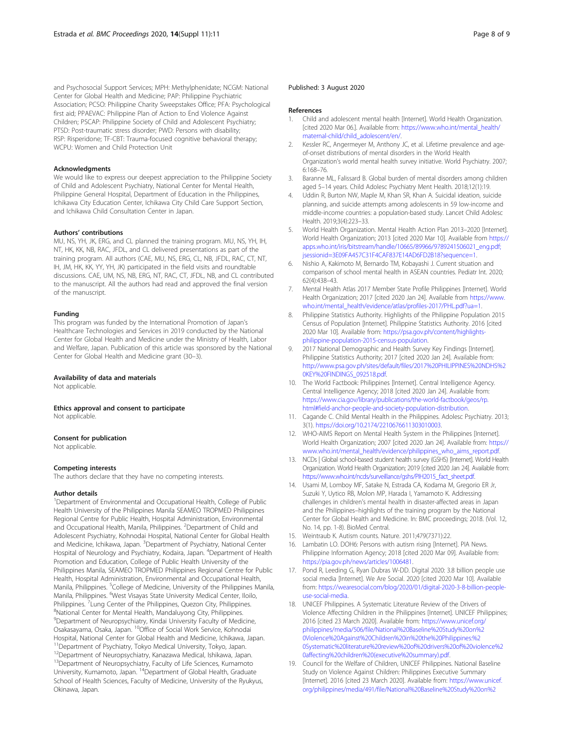and Psychosocial Support Services; MPH: Methylphenidate; NCGM: National Center for Global Health and Medicine; PAP: Philippine Psychiatric Association; PCSO: Philippine Charity Sweepstakes Office; PFA: Psychological first aid; PPAEVAC: Philippine Plan of Action to End Violence Against Children; PSCAP: Philippine Society of Child and Adolescent Psychiatry; PTSD: Post-traumatic stress disorder; PWD: Persons with disability; RSP: Risperidone; TF-CBT: Trauma-focused cognitive behavioral therapy; WCPU: Women and Child Protection Unit

### Acknowledgments

We would like to express our deepest appreciation to the Philippine Society of Child and Adolescent Psychiatry, National Center for Mental Health, Philippine General Hospital, Department of Education in the Philippines, Ichikawa City Education Center, Ichikawa City Child Care Support Section, and Ichikawa Child Consultation Center in Japan.

### Authors' contributions

MU, NS, YH, JK, ERG, and CL planned the training program. MU, NS, YH, IH, NT, HK, KK, NB, RAC, JFDL, and CL delivered presentations as part of the training program. All authors (CAE, MU, NS, ERG, CL, NB, JFDL, RAC, CT, NT, IH, JM, HK, KK, YY, YH, JK) participated in the field visits and roundtable discussions. CAE, UM, NS, NB, ERG, NT, RAC, CT, JFDL, NB, and CL contributed to the manuscript. All the authors had read and approved the final version of the manuscript.

### Funding

This program was funded by the International Promotion of Japan's Healthcare Technologies and Services in 2019 conducted by the National Center for Global Health and Medicine under the Ministry of Health, Labor and Welfare, Japan. Publication of this article was sponsored by the National Center for Global Health and Medicine grant (30–3).

### Availability of data and materials

Not applicable.

### Ethics approval and consent to participate

Not applicable.

### Consent for publication

Not applicable.

### Competing interests

The authors declare that they have no competing interests.

### Author details

[1]Department of Environmental and Occupational Health, College of Public Health University of the Philippines Manila SEAMEO TROPMED Philippines Regional Centre for Public Health, Hospital Administration, Environmental and Occupational Health, Manila, Philippines. [2]Department of Child and Adolescent Psychiatry, Kohnodai Hospital, National Center for Global Health and Medicine, Ichikawa, Japan. [3]Department of Psychiatry, National Center Hospital of Neurology and Psychiatry, Kodaira, Japan. [4]Department of Health Promotion and Education, College of Public Health University of the Philippines Manila, SEAMEO TROPMED Philippines Regional Centre for Public Health, Hospital Administration, Environmental and Occupational Health, Manila, Philippines. [5]College of Medicine, University of the Philippines Manila, Manila, Philippines. [6]West Visayas State University Medical Center, Iloilo, Philippines. [7]Lung Center of the Philippines, Quezon City, Philippines. [8]National Center for Mental Health, Mandaluyong City, Philippines. [9]Department of Neuropsychiatry, Kindai University Faculty of Medicine, Osakasayama, Osaka, Japan. [10]Office of Social Work Service, Kohnodai Hospital, National Center for Global Health and Medicine, Ichikawa, Japan. [11]Department of Psychiatry, Tokyo Medical University, Tokyo, Japan. [12]Department of Neuropsychiatry, Kanazawa Medical, Ishikawa, Japan. [13]Department of Neuropsychiatry, Faculty of Life Sciences, Kumamoto University, Kumamoto, Japan. [14]Department of Global Health, Graduate School of Health Sciences, Faculty of Medicine, University of the Ryukyus, Okinawa, Japan.

Published: 3 August 2020

### References

1. Child and adolescent mental health [Internet]. World Health Organization. [cited 2020 Mar 06.]. Available from: https://www.who.int/mental_health/maternal-child/child_adolescent/en/.
2. Kessler RC, Angermeyer M, Anthony JC, et al. Lifetime prevalence and age-of-onset distributions of mental disorders in the World Health Organization's world mental health survey initiative. World Psychiatry. 2007;6:168–76.
3. Baranne ML, Falissard B. Global burden of mental disorders among children aged 5–14 years. Child Adolesc Psychiatry Ment Health. 2018;12(1):19.
4. Uddin R, Burton NW, Maple M, Khan SR, Khan A. Suicidal ideation, suicide planning, and suicide attempts among adolescents in 59 low-income and middle-income countries: a population-based study. Lancet Child Adolesc Health. 2019;3(4):223–33.
5. World Health Organization. Mental Health Action Plan 2013–2020 [Internet]. World Health Organization; 2013 [cited 2020 Mar 10]. Available from https://apps.who.int/iris/bitstream/handle/10665/89966/9789241506021_eng.pdf;jsessionid=3E09FA457C31F4CAF837E14AD6FD2B18?sequence=1.
6. Nishio A, Kakimoto M, Bernardo TM, Kobayashi J. Current situation and comparison of school mental health in ASEAN countries. Pediatr Int. 2020;62(4):438–43.
7. Mental Health Atlas 2017 Member State Profile Philippines [Internet]. World Health Organization; 2017 [cited 2020 Jan 24]. Available from https://www.who.int/mental_health/evidence/atlas/profiles-2017/PHL.pdf?ua=1.
8. Philippine Statistics Authority. Highlights of the Philippine Population 2015 Census of Population [Internet]. Philippine Statistics Authority. 2016 [cited 2020 Mar 10]. Available from: https://psa.gov.ph/content/highlights-philippine-population-2015-census-population.
9. 2017 National Demographic and Health Survey Key Findings [Internet]. Philippine Statistics Authority; 2017 [cited 2020 Jan 24]. Available from: http://www.psa.gov.ph/sites/default/files/2017%20PHILIPPINES%20NDHS%20KEY%20FINDINGS_092518.pdf.
10. The World Factbook: Philippines [Internet]. Central Intelligence Agency. Central Intelligence Agency; 2018 [cited 2020 Jan 24]. Available from: https://www.cia.gov/library/publications/the-world-factbook/geos/rp.html#field-anchor-people-and-society-population-distribution.
11. Cagande C. Child Mental Health in the Philippines. Adolesc Psychiatry. 2013;3(1). https://doi.org/10.2174/2210676611303010003.
12. WHO-AIMS Report on Mental Health System in the Philippines [Internet]. World Health Organization; 2007 [cited 2020 Jan 24]. Available from: https://www.who.int/mental_health/evidence/philippines_who_aims_report.pdf.
13. NCDs | Global school-based student health survey (GSHS) [Internet]. World Health Organization. World Health Organization; 2019 [cited 2020 Jan 24]. Available from: https://www.who.int/ncds/surveillance/gshs/PIH2015_fact_sheet.pdf.
14. Usami M, Lomboy MF, Satake N, Estrada CA, Kodama M, Gregorio ER Jr, Suzuki Y, Uytico RB, Molon MP, Harada I, Yamamoto K. Addressing challenges in children's mental health in disaster-affected areas in Japan and the Philippines–highlights of the training program by the National Center for Global Health and Medicine. In: BMC proceedings; 2018. (Vol. 12, No. 14, pp. 1-8). BioMed Central.
15. Weintraub K. Autism counts. Nature. 2011;479(7371):22.
16. Lambatin LO. DOH6: Persons with autism rising [Internet]. PIA News. Philippine Information Agency; 2018 [cited 2020 Mar 09]. Available from: https://pia.gov.ph/news/articles/1006481.
17. Pond R, Leeding G, Ryan Dubras W-DD. Digital 2020: 3.8 billion people use social media [Internet]. We Are Social. 2020 [cited 2020 Mar 10]. Available from: https://wearesocial.com/blog/2020/01/digital-2020-3-8-billion-people-use-social-media.
18. UNICEF Philippines. A Systematic Literature Review of the Drivers of Violence Affecting Children in the Philippines [Internet]. UNICEF Philippines; 2016 [cited 23 March 2020]. Available from: https://www.unicef.org/philippines/media/506/file/National%20Baseline%20Study%20on%20Violence%20Against%20Children%20in%20the%20Philippines:%20Systematic%20literature%20review%20of%20drivers%20of%20violence%20affecting%20children%20(executive%20summary).pdf.
19. Council for the Welfare of Children, UNICEF Philippines. National Baseline Study on Violence Against Children: Philippines Executive Summary [Internet]. 2016 [cited 23 March 2020]. Available from: https://www.unicef.org/philippines/media/491/file/National%20Baseline%20Study%20on%2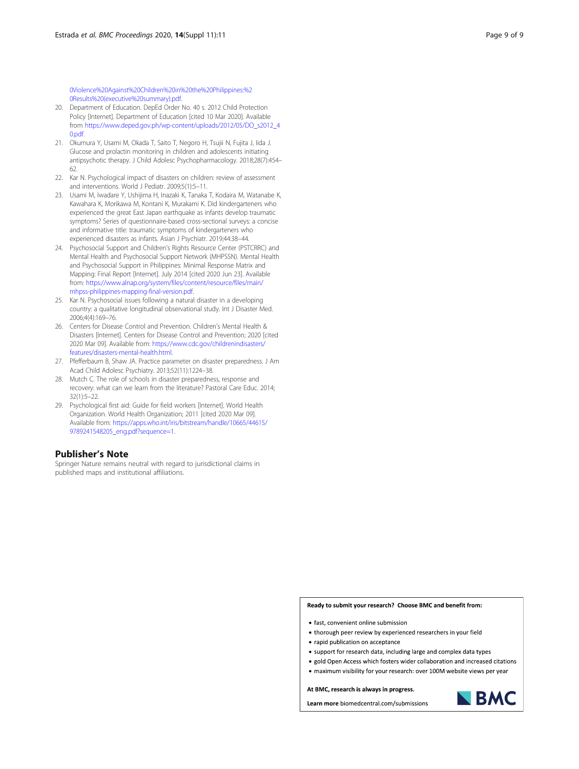0Violence%20Against%20Children%20in%20the%20Philippines:%20Results%20(executive%20summary).pdf.

20. Department of Education. DepEd Order No. 40 s. 2012 Child Protection Policy [Internet]. Department of Education [cited 10 Mar 2020]. Available from https://www.deped.gov.ph/wp-content/uploads/2012/05/DO_s2012_40.pdf.
21. Okumura Y, Usami M, Okada T, Saito T, Negoro H, Tsujii N, Fujita J, Iida J. Glucose and prolactin monitoring in children and adolescents initiating antipsychotic therapy. J Child Adolesc Psychopharmacology. 2018;28(7):454–62.
22. Kar N. Psychological impact of disasters on children: review of assessment and interventions. World J Pediatr. 2009;5(1):5–11.
23. Usami M, Iwadare Y, Ushijima H, Inazaki K, Tanaka T, Kodaira M, Watanabe K, Kawahara K, Morikawa M, Kontani K, Murakami K. Did kindergarteners who experienced the great East Japan earthquake as infants develop traumatic symptoms? Series of questionnaire-based cross-sectional surveys: a concise and informative title: traumatic symptoms of kindergarteners who experienced disasters as infants. Asian J Psychiatr. 2019;44:38–44.
24. Psychosocial Support and Children's Rights Resource Center (PSTCRRC) and Mental Health and Psychosocial Support Network (MHPSSN). Mental Health and Psychosocial Support in Philippines: Minimal Response Matrix and Mapping: Final Report [Internet]. July 2014 [cited 2020 Jun 23]. Available from: https://www.alnap.org/system/files/content/resource/files/main/mhpss-philippines-mapping-final-version.pdf.
25. Kar N. Psychosocial issues following a natural disaster in a developing country: a qualitative longitudinal observational study. Int J Disaster Med. 2006;4(4):169–76.
26. Centers for Disease Control and Prevention. Children's Mental Health & Disasters [Internet]. Centers for Disease Control and Prevention; 2020 [cited 2020 Mar 09]. Available from: https://www.cdc.gov/childrenindisasters/features/disasters-mental-health.html.
27. Pfefferbaum B, Shaw JA. Practice parameter on disaster preparedness. J Am Acad Child Adolesc Psychiatry. 2013;52(11):1224–38.
28. Mutch C. The role of schools in disaster preparedness, response and recovery: what can we learn from the literature? Pastoral Care Educ. 2014;32(1):5–22.
29. Psychological first aid: Guide for field workers [Internet]. World Health Organization. World Health Organization; 2011 [cited 2020 Mar 09]. Available from: https://apps.who.int/iris/bitstream/handle/10665/44615/9789241548205_eng.pdf?sequence=1.

## Publisher's Note

Springer Nature remains neutral with regard to jurisdictional claims in published maps and institutional affiliations.

**Ready to submit your research? Choose BMC and benefit from:**

- fast, convenient online submission
- thorough peer review by experienced researchers in your field
- rapid publication on acceptance
- support for research data, including large and complex data types
- gold Open Access which fosters wider collaboration and increased citations
- maximum visibility for your research: over 100M website views per year

**At BMC, research is always in progress.**

**Learn more** biomedcentral.com/submissions

BMC